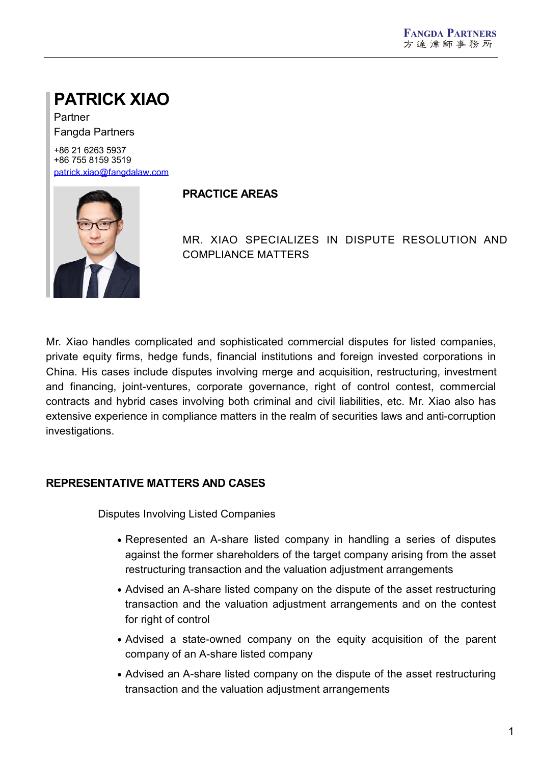# PATRICK XIAO

Partner

Fangda Partners

+86 21 6263 5937
+86 755 8159 3519
patrick.xiao@fangdalaw.com

## PRACTICE AREAS

MR. XIAO SPECIALIZES IN DISPUTE RESOLUTION AND COMPLIANCE MATTERS

Mr. Xiao handles complicated and sophisticated commercial disputes for listed companies, private equity firms, hedge funds, financial institutions and foreign invested corporations in China. His cases include disputes involving merge and acquisition, restructuring, investment and financing, joint-ventures, corporate governance, right of control contest, commercial contracts and hybrid cases involving both criminal and civil liabilities, etc. Mr. Xiao also has extensive experience in compliance matters in the realm of securities laws and anti-corruption investigations.

## REPRESENTATIVE MATTERS AND CASES

Disputes Involving Listed Companies

- Represented an A-share listed company in handling a series of disputes against the former shareholders of the target company arising from the asset restructuring transaction and the valuation adjustment arrangements
- Advised an A-share listed company on the dispute of the asset restructuring transaction and the valuation adjustment arrangements and on the contest for right of control
- Advised a state-owned company on the equity acquisition of the parent company of an A-share listed company
- Advised an A-share listed company on the dispute of the asset restructuring transaction and the valuation adjustment arrangements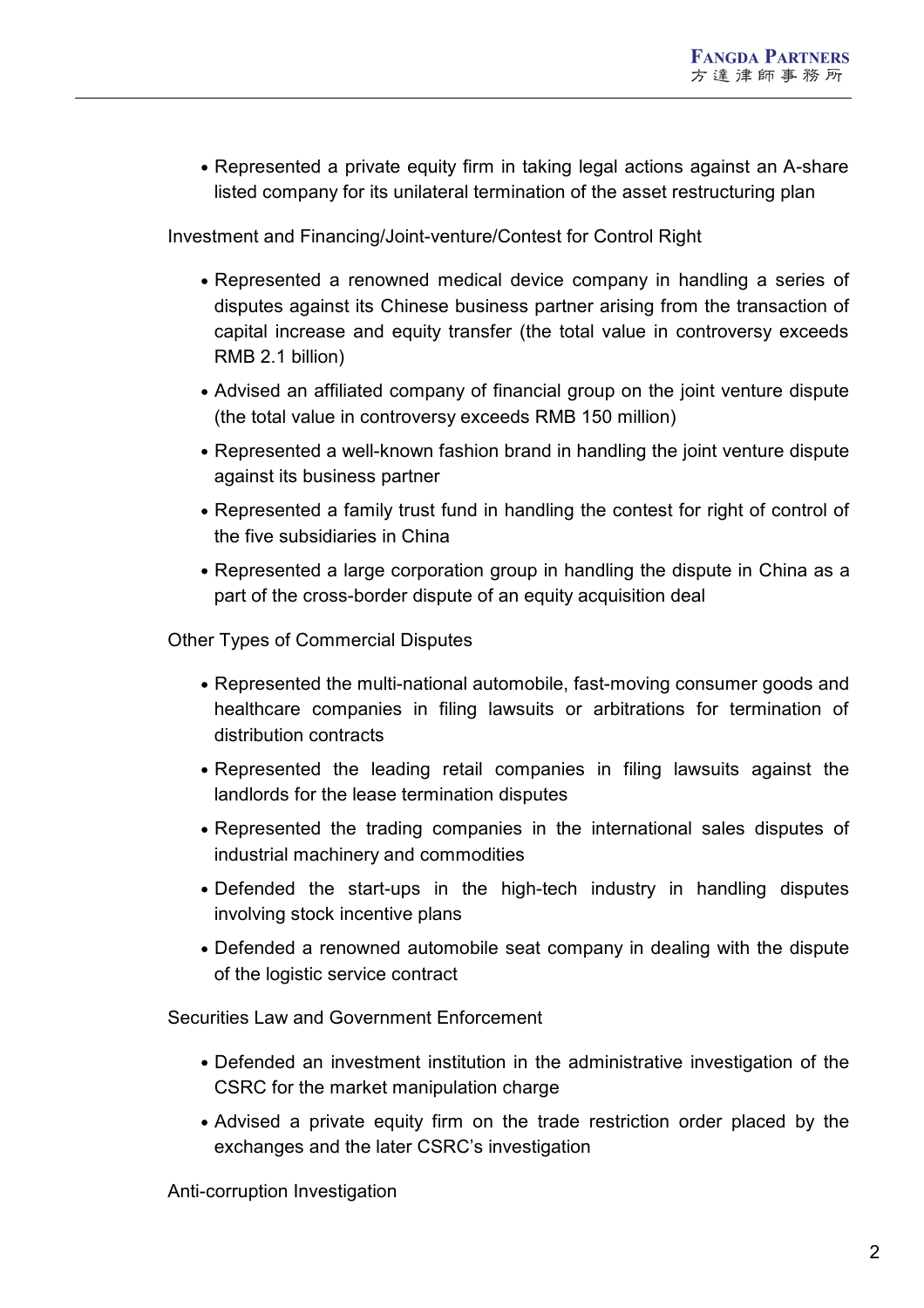- Represented a private equity firm in taking legal actions against an A-share listed company for its unilateral termination of the asset restructuring plan

Investment and Financing/Joint-venture/Contest for Control Right

- Represented a renowned medical device company in handling a series of disputes against its Chinese business partner arising from the transaction of capital increase and equity transfer (the total value in controversy exceeds RMB 2.1 billion)
- Advised an affiliated company of financial group on the joint venture dispute (the total value in controversy exceeds RMB 150 million)
- Represented a well-known fashion brand in handling the joint venture dispute against its business partner
- Represented a family trust fund in handling the contest for right of control of the five subsidiaries in China
- Represented a large corporation group in handling the dispute in China as a part of the cross-border dispute of an equity acquisition deal

Other Types of Commercial Disputes

- Represented the multi-national automobile, fast-moving consumer goods and healthcare companies in filing lawsuits or arbitrations for termination of distribution contracts
- Represented the leading retail companies in filing lawsuits against the landlords for the lease termination disputes
- Represented the trading companies in the international sales disputes of industrial machinery and commodities
- Defended the start-ups in the high-tech industry in handling disputes involving stock incentive plans
- Defended a renowned automobile seat company in dealing with the dispute of the logistic service contract

Securities Law and Government Enforcement

- Defended an investment institution in the administrative investigation of the CSRC for the market manipulation charge
- Advised a private equity firm on the trade restriction order placed by the exchanges and the later CSRC's investigation

Anti-corruption Investigation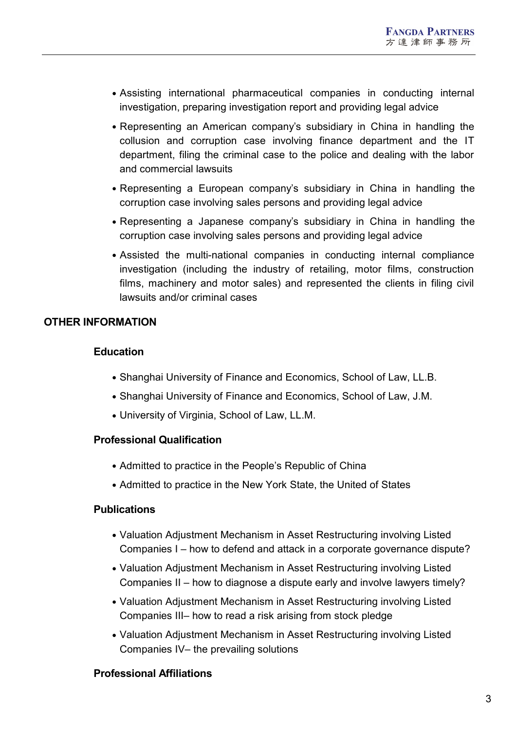- Assisting international pharmaceutical companies in conducting internal investigation, preparing investigation report and providing legal advice
- Representing an American company's subsidiary in China in handling the collusion and corruption case involving finance department and the IT department, filing the criminal case to the police and dealing with the labor and commercial lawsuits
- Representing a European company's subsidiary in China in handling the corruption case involving sales persons and providing legal advice
- Representing a Japanese company's subsidiary in China in handling the corruption case involving sales persons and providing legal advice
- Assisted the multi-national companies in conducting internal compliance investigation (including the industry of retailing, motor films, construction films, machinery and motor sales) and represented the clients in filing civil lawsuits and/or criminal cases

## OTHER INFORMATION

### Education

- Shanghai University of Finance and Economics, School of Law, LL.B.
- Shanghai University of Finance and Economics, School of Law, J.M.
- University of Virginia, School of Law, LL.M.

### Professional Qualification

- Admitted to practice in the People's Republic of China
- Admitted to practice in the New York State, the United of States

### Publications

- Valuation Adjustment Mechanism in Asset Restructuring involving Listed Companies I – how to defend and attack in a corporate governance dispute?
- Valuation Adjustment Mechanism in Asset Restructuring involving Listed Companies II – how to diagnose a dispute early and involve lawyers timely?
- Valuation Adjustment Mechanism in Asset Restructuring involving Listed Companies III– how to read a risk arising from stock pledge
- Valuation Adjustment Mechanism in Asset Restructuring involving Listed Companies IV– the prevailing solutions

### Professional Affiliations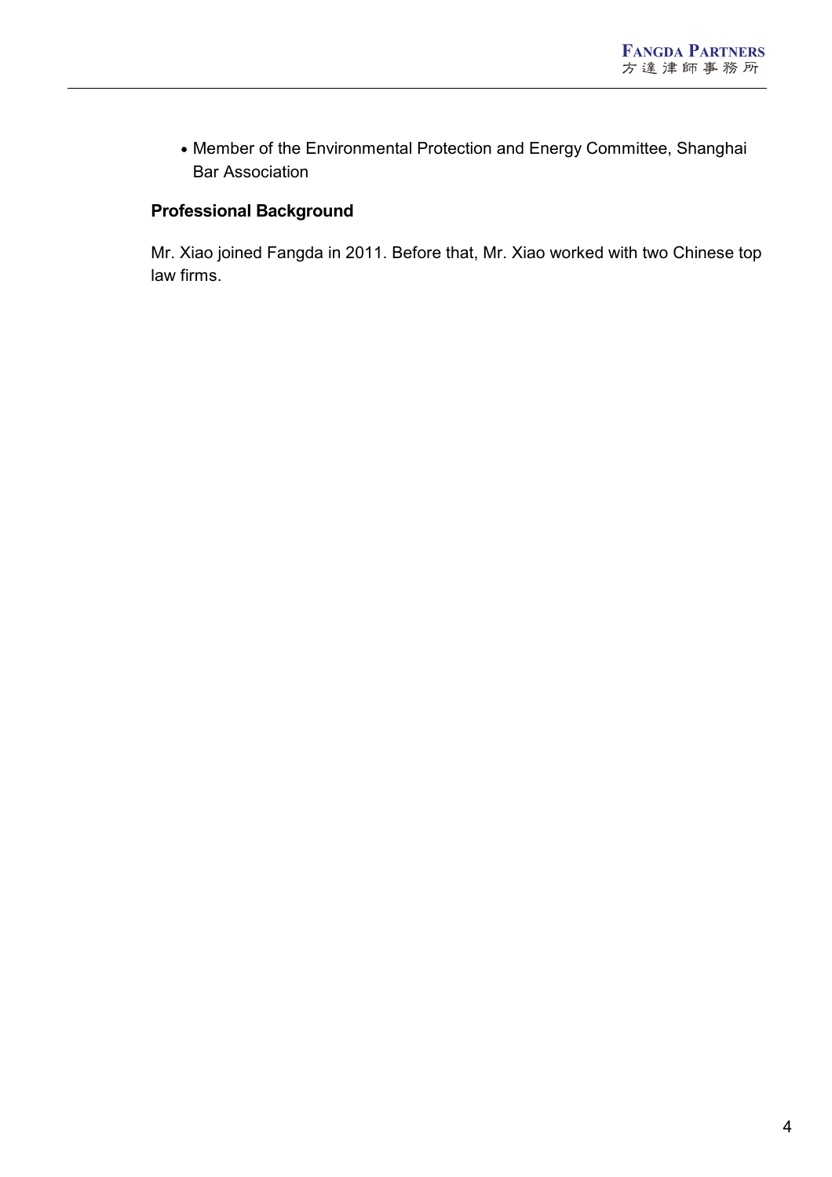- Member of the Environmental Protection and Energy Committee, Shanghai Bar Association

**Professional Background**

Mr. Xiao joined Fangda in 2011. Before that, Mr. Xiao worked with two Chinese top law firms.